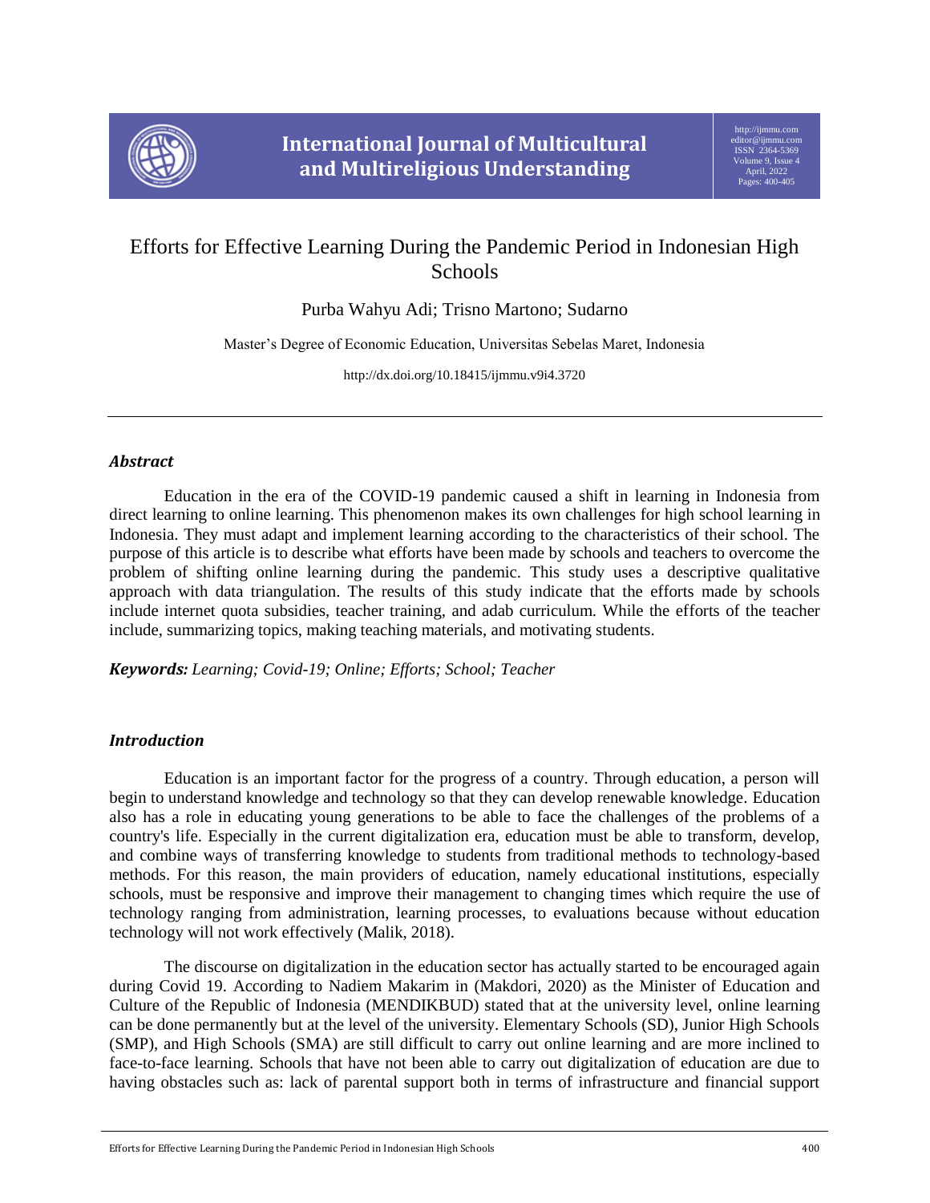# Efforts for Effective Learning During the Pandemic Period in Indonesian High Schools

Purba Wahyu Adi; Trisno Martono; Sudarno

Master's Degree of Economic Education, Universitas Sebelas Maret, Indonesia

http://dx.doi.org/10.18415/ijmmu.v9i4.3720

## *Abstract*

Education in the era of the COVID-19 pandemic caused a shift in learning in Indonesia from direct learning to online learning. This phenomenon makes its own challenges for high school learning in Indonesia. They must adapt and implement learning according to the characteristics of their school. The purpose of this article is to describe what efforts have been made by schools and teachers to overcome the problem of shifting online learning during the pandemic. This study uses a descriptive qualitative approach with data triangulation. The results of this study indicate that the efforts made by schools include internet quota subsidies, teacher training, and adab curriculum. While the efforts of the teacher include, summarizing topics, making teaching materials, and motivating students.

***Keywords:*** *Learning; Covid-19; Online; Efforts; School; Teacher*

## *Introduction*

Education is an important factor for the progress of a country. Through education, a person will begin to understand knowledge and technology so that they can develop renewable knowledge. Education also has a role in educating young generations to be able to face the challenges of the problems of a country's life. Especially in the current digitalization era, education must be able to transform, develop, and combine ways of transferring knowledge to students from traditional methods to technology-based methods. For this reason, the main providers of education, namely educational institutions, especially schools, must be responsive and improve their management to changing times which require the use of technology ranging from administration, learning processes, to evaluations because without education technology will not work effectively (Malik, 2018).

The discourse on digitalization in the education sector has actually started to be encouraged again during Covid 19. According to Nadiem Makarim in (Makdori, 2020) as the Minister of Education and Culture of the Republic of Indonesia (MENDIKBUD) stated that at the university level, online learning can be done permanently but at the level of the university. Elementary Schools (SD), Junior High Schools (SMP), and High Schools (SMA) are still difficult to carry out online learning and are more inclined to face-to-face learning. Schools that have not been able to carry out digitalization of education are due to having obstacles such as: lack of parental support both in terms of infrastructure and financial support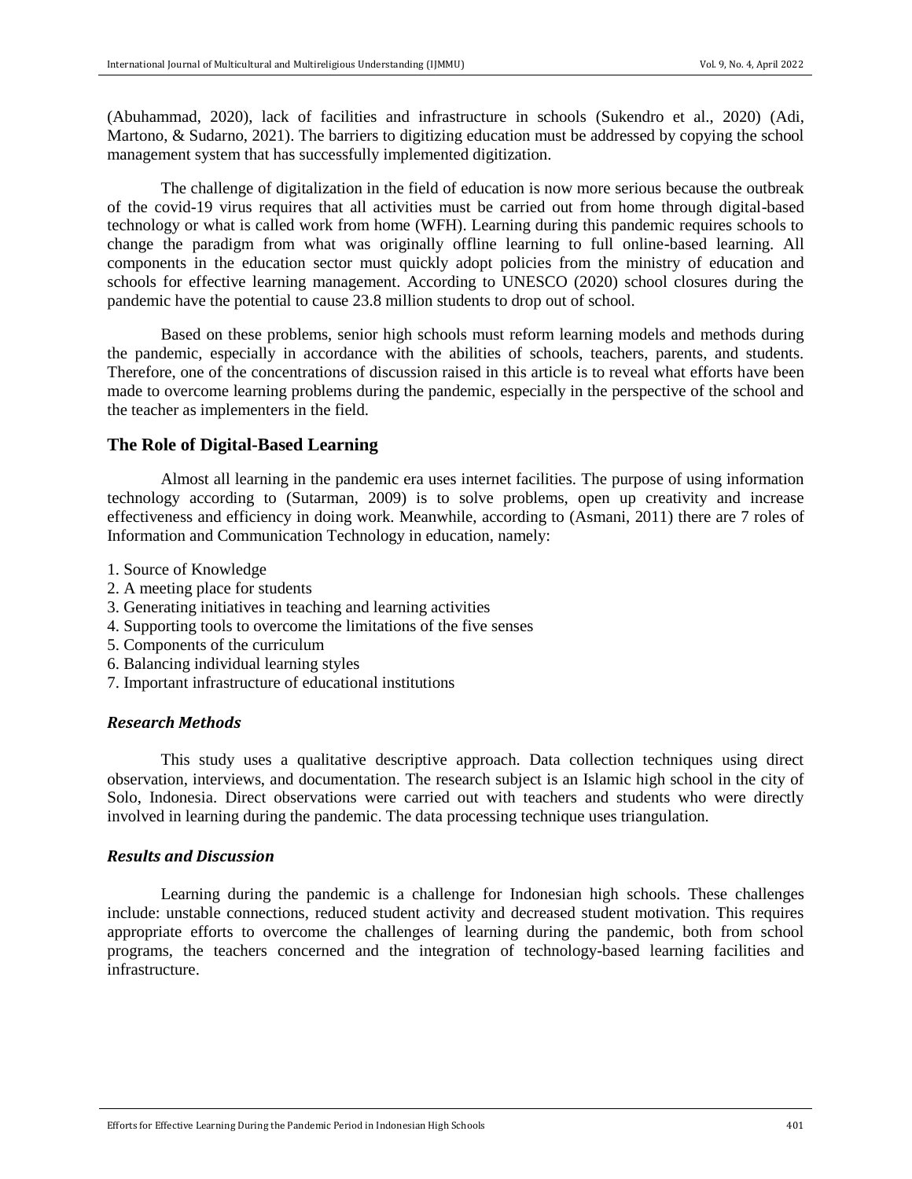(Abuhammad, 2020), lack of facilities and infrastructure in schools (Sukendro et al., 2020) (Adi, Martono, & Sudarno, 2021). The barriers to digitizing education must be addressed by copying the school management system that has successfully implemented digitization.

The challenge of digitalization in the field of education is now more serious because the outbreak of the covid-19 virus requires that all activities must be carried out from home through digital-based technology or what is called work from home (WFH). Learning during this pandemic requires schools to change the paradigm from what was originally offline learning to full online-based learning. All components in the education sector must quickly adopt policies from the ministry of education and schools for effective learning management. According to UNESCO (2020) school closures during the pandemic have the potential to cause 23.8 million students to drop out of school.

Based on these problems, senior high schools must reform learning models and methods during the pandemic, especially in accordance with the abilities of schools, teachers, parents, and students. Therefore, one of the concentrations of discussion raised in this article is to reveal what efforts have been made to overcome learning problems during the pandemic, especially in the perspective of the school and the teacher as implementers in the field.

## The Role of Digital-Based Learning

Almost all learning in the pandemic era uses internet facilities. The purpose of using information technology according to (Sutarman, 2009) is to solve problems, open up creativity and increase effectiveness and efficiency in doing work. Meanwhile, according to (Asmani, 2011) there are 7 roles of Information and Communication Technology in education, namely:

1. Source of Knowledge
2. A meeting place for students
3. Generating initiatives in teaching and learning activities
4. Supporting tools to overcome the limitations of the five senses
5. Components of the curriculum
6. Balancing individual learning styles
7. Important infrastructure of educational institutions

### *Research Methods*

This study uses a qualitative descriptive approach. Data collection techniques using direct observation, interviews, and documentation. The research subject is an Islamic high school in the city of Solo, Indonesia. Direct observations were carried out with teachers and students who were directly involved in learning during the pandemic. The data processing technique uses triangulation.

### *Results and Discussion*

Learning during the pandemic is a challenge for Indonesian high schools. These challenges include: unstable connections, reduced student activity and decreased student motivation. This requires appropriate efforts to overcome the challenges of learning during the pandemic, both from school programs, the teachers concerned and the integration of technology-based learning facilities and infrastructure.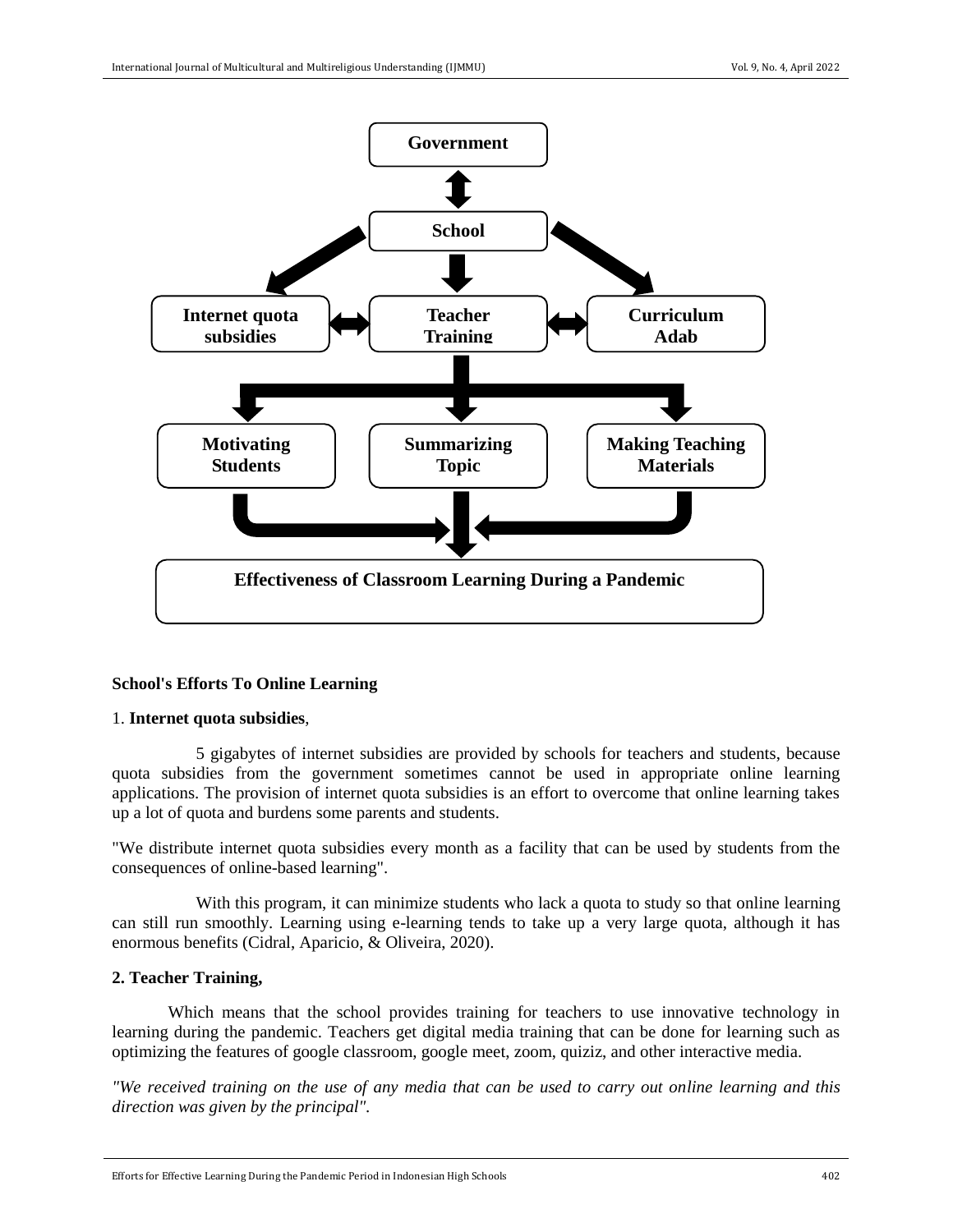Government

School

Internet quota subsidies

Teacher Training

Curriculum Adab

Motivating Students

Summarizing Topic

Making Teaching Materials

Effectiveness of Classroom Learning During a Pandemic

**School's Efforts To Online Learning**

1. **Internet quota subsidies**,

5 gigabytes of internet subsidies are provided by schools for teachers and students, because quota subsidies from the government sometimes cannot be used in appropriate online learning applications. The provision of internet quota subsidies is an effort to overcome that online learning takes up a lot of quota and burdens some parents and students.

"We distribute internet quota subsidies every month as a facility that can be used by students from the consequences of online-based learning".

With this program, it can minimize students who lack a quota to study so that online learning can still run smoothly. Learning using e-learning tends to take up a very large quota, although it has enormous benefits (Cidral, Aparicio, & Oliveira, 2020).

**2. Teacher Training,**

Which means that the school provides training for teachers to use innovative technology in learning during the pandemic. Teachers get digital media training that can be done for learning such as optimizing the features of google classroom, google meet, zoom, quiziz, and other interactive media.

*"We received training on the use of any media that can be used to carry out online learning and this direction was given by the principal".*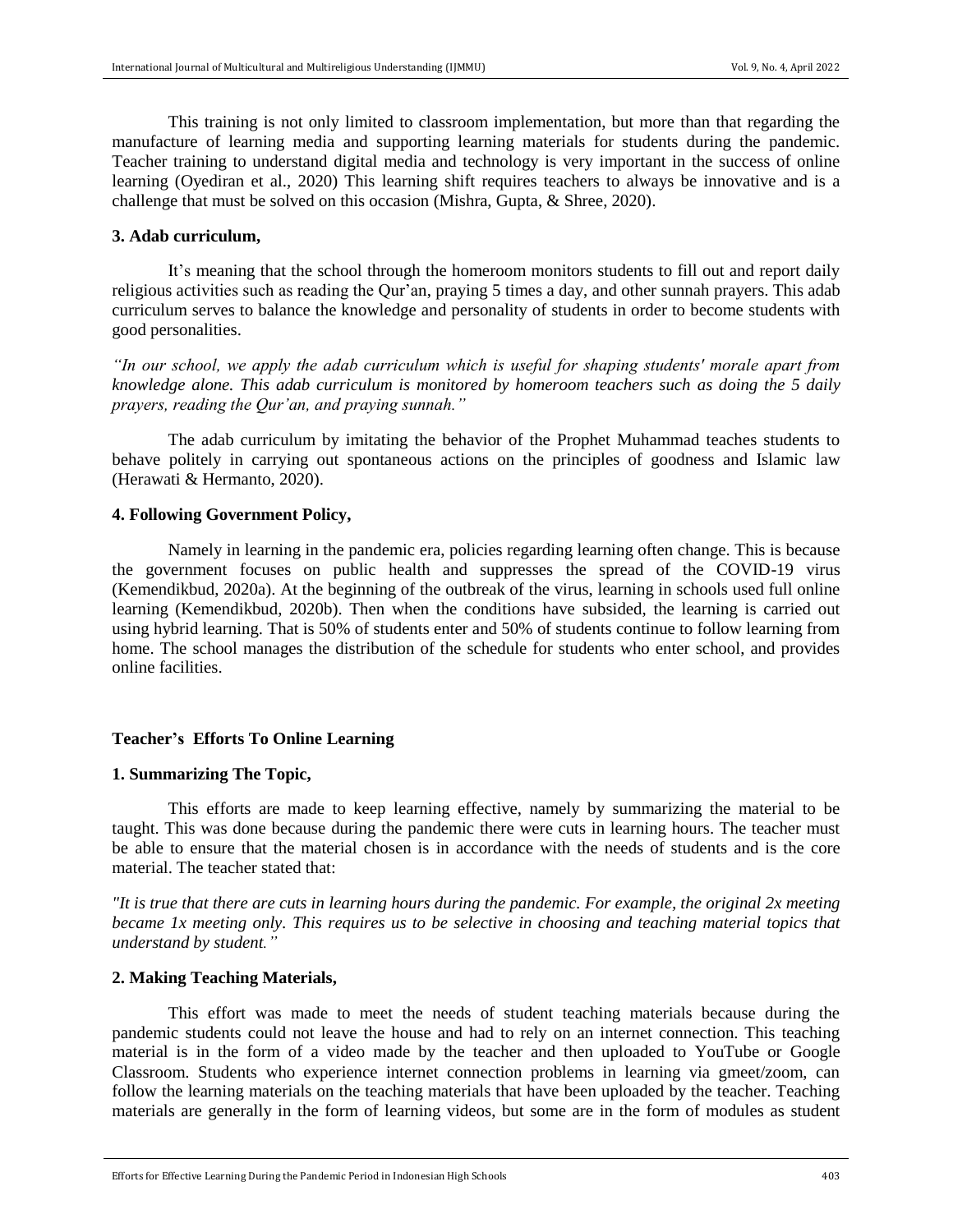This training is not only limited to classroom implementation, but more than that regarding the manufacture of learning media and supporting learning materials for students during the pandemic. Teacher training to understand digital media and technology is very important in the success of online learning (Oyediran et al., 2020) This learning shift requires teachers to always be innovative and is a challenge that must be solved on this occasion (Mishra, Gupta, & Shree, 2020).

**3. Adab curriculum,**

It's meaning that the school through the homeroom monitors students to fill out and report daily religious activities such as reading the Qur'an, praying 5 times a day, and other sunnah prayers. This adab curriculum serves to balance the knowledge and personality of students in order to become students with good personalities.

*"In our school, we apply the adab curriculum which is useful for shaping students' morale apart from knowledge alone. This adab curriculum is monitored by homeroom teachers such as doing the 5 daily prayers, reading the Qur'an, and praying sunnah."*

The adab curriculum by imitating the behavior of the Prophet Muhammad teaches students to behave politely in carrying out spontaneous actions on the principles of goodness and Islamic law (Herawati & Hermanto, 2020).

**4. Following Government Policy,**

Namely in learning in the pandemic era, policies regarding learning often change. This is because the government focuses on public health and suppresses the spread of the COVID-19 virus (Kemendikbud, 2020a). At the beginning of the outbreak of the virus, learning in schools used full online learning (Kemendikbud, 2020b). Then when the conditions have subsided, the learning is carried out using hybrid learning. That is 50% of students enter and 50% of students continue to follow learning from home. The school manages the distribution of the schedule for students who enter school, and provides online facilities.

**Teacher's Efforts To Online Learning**

**1. Summarizing The Topic,**

This efforts are made to keep learning effective, namely by summarizing the material to be taught. This was done because during the pandemic there were cuts in learning hours. The teacher must be able to ensure that the material chosen is in accordance with the needs of students and is the core material. The teacher stated that:

*"It is true that there are cuts in learning hours during the pandemic. For example, the original 2x meeting became 1x meeting only. This requires us to be selective in choosing and teaching material topics that understand by student."*

**2. Making Teaching Materials,**

This effort was made to meet the needs of student teaching materials because during the pandemic students could not leave the house and had to rely on an internet connection. This teaching material is in the form of a video made by the teacher and then uploaded to YouTube or Google Classroom. Students who experience internet connection problems in learning via gmeet/zoom, can follow the learning materials on the teaching materials that have been uploaded by the teacher. Teaching materials are generally in the form of learning videos, but some are in the form of modules as student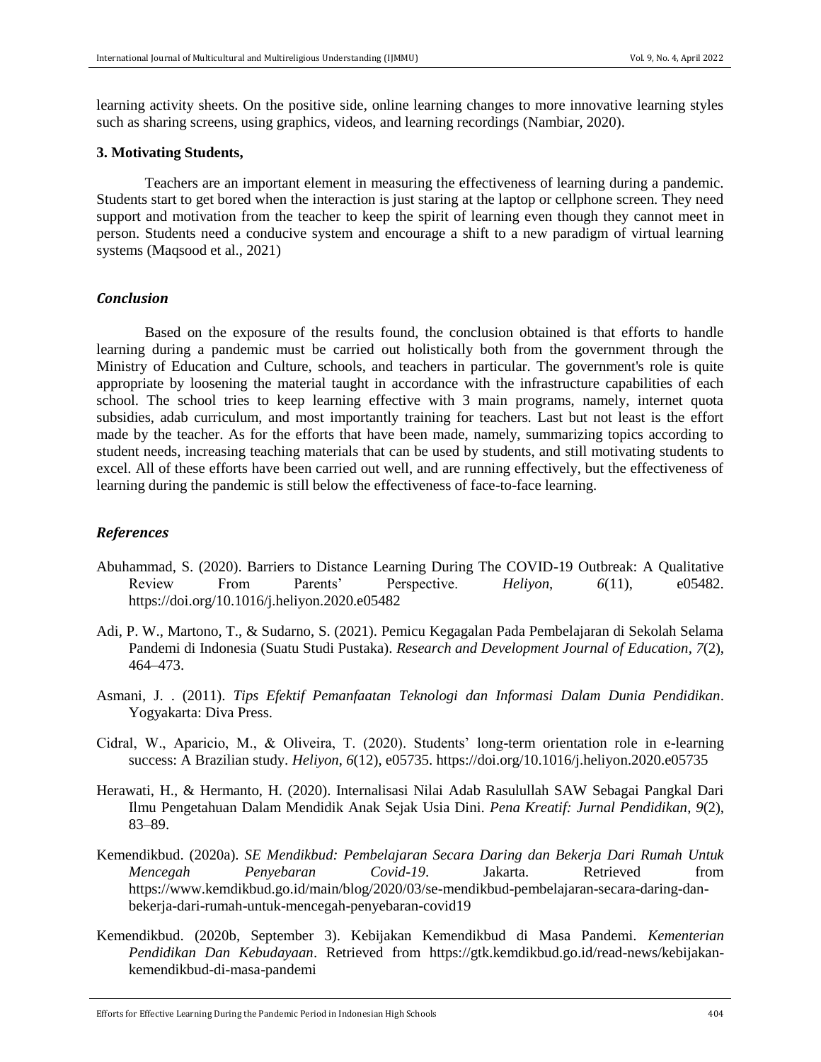learning activity sheets. On the positive side, online learning changes to more innovative learning styles such as sharing screens, using graphics, videos, and learning recordings (Nambiar, 2020).

**3. Motivating Students,**

Teachers are an important element in measuring the effectiveness of learning during a pandemic. Students start to get bored when the interaction is just staring at the laptop or cellphone screen. They need support and motivation from the teacher to keep the spirit of learning even though they cannot meet in person. Students need a conducive system and encourage a shift to a new paradigm of virtual learning systems (Maqsood et al., 2021)

## *Conclusion*

Based on the exposure of the results found, the conclusion obtained is that efforts to handle learning during a pandemic must be carried out holistically both from the government through the Ministry of Education and Culture, schools, and teachers in particular. The government's role is quite appropriate by loosening the material taught in accordance with the infrastructure capabilities of each school. The school tries to keep learning effective with 3 main programs, namely, internet quota subsidies, adab curriculum, and most importantly training for teachers. Last but not least is the effort made by the teacher. As for the efforts that have been made, namely, summarizing topics according to student needs, increasing teaching materials that can be used by students, and still motivating students to excel. All of these efforts have been carried out well, and are running effectively, but the effectiveness of learning during the pandemic is still below the effectiveness of face-to-face learning.

## *References*

Abuhammad, S. (2020). Barriers to Distance Learning During The COVID-19 Outbreak: A Qualitative Review From Parents' Perspective. *Heliyon*, *6*(11), e05482. https://doi.org/10.1016/j.heliyon.2020.e05482

Adi, P. W., Martono, T., & Sudarno, S. (2021). Pemicu Kegagalan Pada Pembelajaran di Sekolah Selama Pandemi di Indonesia (Suatu Studi Pustaka). *Research and Development Journal of Education*, *7*(2), 464–473.

Asmani, J. . (2011). *Tips Efektif Pemanfaatan Teknologi dan Informasi Dalam Dunia Pendidikan*. Yogyakarta: Diva Press.

Cidral, W., Aparicio, M., & Oliveira, T. (2020). Students' long-term orientation role in e-learning success: A Brazilian study. *Heliyon*, *6*(12), e05735. https://doi.org/10.1016/j.heliyon.2020.e05735

Herawati, H., & Hermanto, H. (2020). Internalisasi Nilai Adab Rasulullah SAW Sebagai Pangkal Dari Ilmu Pengetahuan Dalam Mendidik Anak Sejak Usia Dini. *Pena Kreatif: Jurnal Pendidikan*, *9*(2), 83–89.

Kemendikbud. (2020a). *SE Mendikbud: Pembelajaran Secara Daring dan Bekerja Dari Rumah Untuk Mencegah Penyebaran Covid-19*. Jakarta. Retrieved from https://www.kemdikbud.go.id/main/blog/2020/03/se-mendikbud-pembelajaran-secara-daring-dan-bekerja-dari-rumah-untuk-mencegah-penyebaran-covid19

Kemendikbud. (2020b, September 3). Kebijakan Kemendikbud di Masa Pandemi. *Kementerian Pendidikan Dan Kebudayaan*. Retrieved from https://gtk.kemdikbud.go.id/read-news/kebijakan-kemendikbud-di-masa-pandemi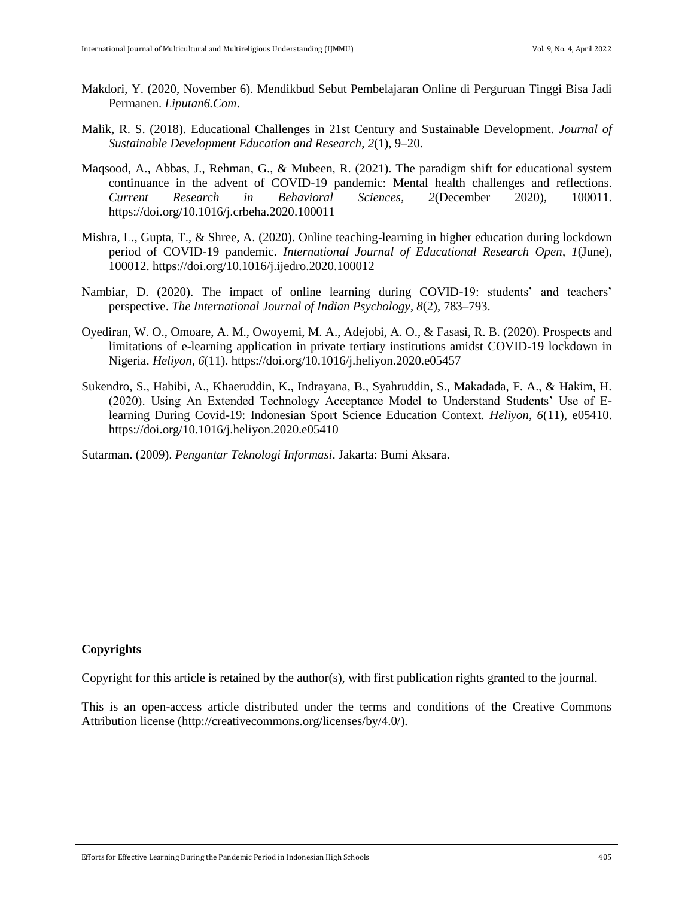Makdori, Y. (2020, November 6). Mendikbud Sebut Pembelajaran Online di Perguruan Tinggi Bisa Jadi Permanen. *Liputan6.Com*.

Malik, R. S. (2018). Educational Challenges in 21st Century and Sustainable Development. *Journal of Sustainable Development Education and Research*, *2*(1), 9–20.

Maqsood, A., Abbas, J., Rehman, G., & Mubeen, R. (2021). The paradigm shift for educational system continuance in the advent of COVID-19 pandemic: Mental health challenges and reflections. *Current Research in Behavioral Sciences*, *2*(December 2020), 100011. https://doi.org/10.1016/j.crbeha.2020.100011

Mishra, L., Gupta, T., & Shree, A. (2020). Online teaching-learning in higher education during lockdown period of COVID-19 pandemic. *International Journal of Educational Research Open*, *1*(June), 100012. https://doi.org/10.1016/j.ijedro.2020.100012

Nambiar, D. (2020). The impact of online learning during COVID-19: students' and teachers' perspective. *The International Journal of Indian Psychology*, *8*(2), 783–793.

Oyediran, W. O., Omoare, A. M., Owoyemi, M. A., Adejobi, A. O., & Fasasi, R. B. (2020). Prospects and limitations of e-learning application in private tertiary institutions amidst COVID-19 lockdown in Nigeria. *Heliyon*, *6*(11). https://doi.org/10.1016/j.heliyon.2020.e05457

Sukendro, S., Habibi, A., Khaeruddin, K., Indrayana, B., Syahruddin, S., Makadada, F. A., & Hakim, H. (2020). Using An Extended Technology Acceptance Model to Understand Students' Use of E-learning During Covid-19: Indonesian Sport Science Education Context. *Heliyon*, *6*(11), e05410. https://doi.org/10.1016/j.heliyon.2020.e05410

Sutarman. (2009). *Pengantar Teknologi Informasi*. Jakarta: Bumi Aksara.

**Copyrights**

Copyright for this article is retained by the author(s), with first publication rights granted to the journal.

This is an open-access article distributed under the terms and conditions of the Creative Commons Attribution license (http://creativecommons.org/licenses/by/4.0/).